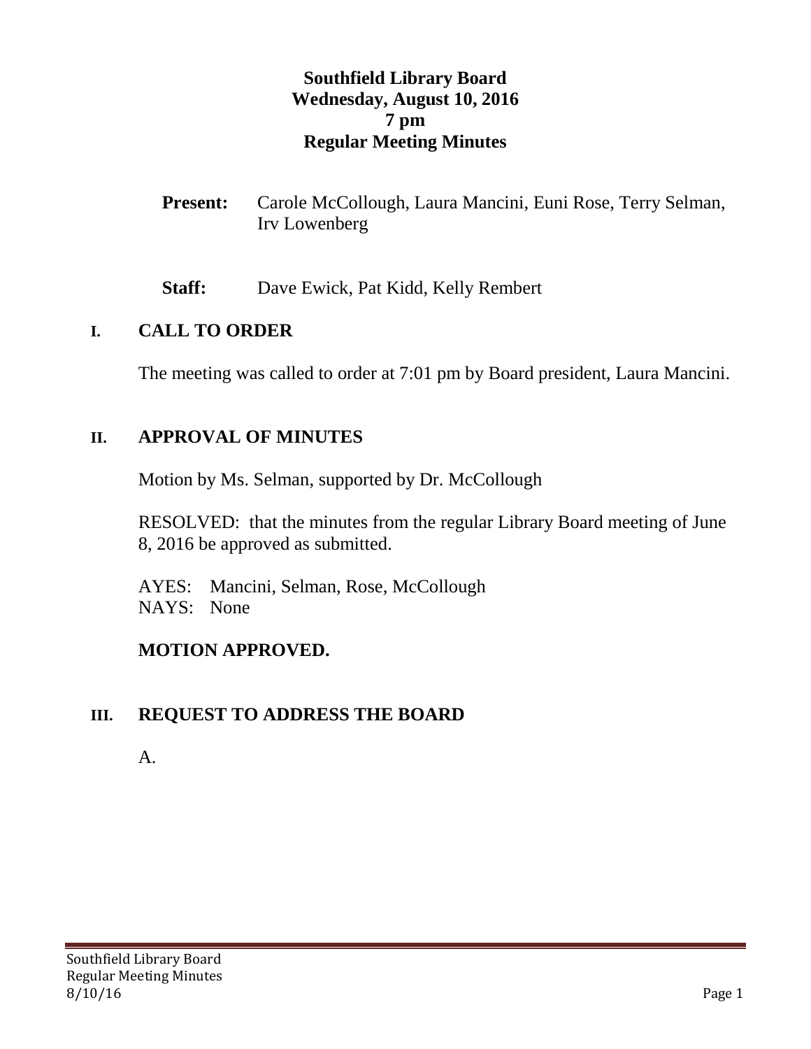# Southfield Library Board
## Wednesday, August 10, 2016
## 7 pm
## Regular Meeting Minutes

**Present:** Carole McCollough, Laura Mancini, Euni Rose, Terry Selman, Irv Lowenberg

**Staff:** Dave Ewick, Pat Kidd, Kelly Rembert

## I. CALL TO ORDER

The meeting was called to order at 7:01 pm by Board president, Laura Mancini.

## II. APPROVAL OF MINUTES

Motion by Ms. Selman, supported by Dr. McCollough

RESOLVED: that the minutes from the regular Library Board meeting of June 8, 2016 be approved as submitted.

AYES: Mancini, Selman, Rose, McCollough
NAYS: None

**MOTION APPROVED.**

## III. REQUEST TO ADDRESS THE BOARD

A.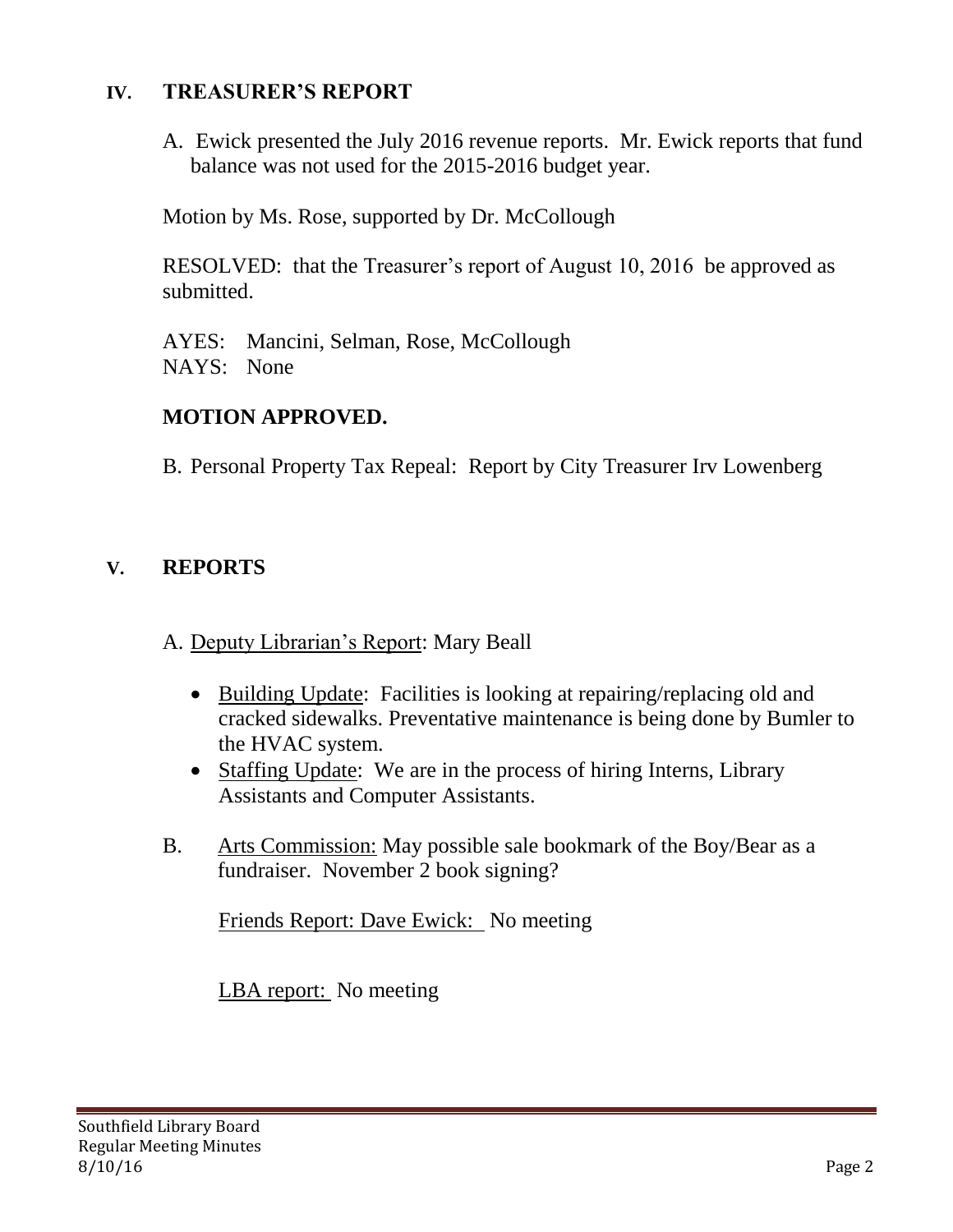## IV. TREASURER'S REPORT

A. Ewick presented the July 2016 revenue reports. Mr. Ewick reports that fund balance was not used for the 2015-2016 budget year.

Motion by Ms. Rose, supported by Dr. McCollough

RESOLVED: that the Treasurer's report of August 10, 2016 be approved as submitted.

AYES: Mancini, Selman, Rose, McCollough
NAYS: None

**MOTION APPROVED.**

B. Personal Property Tax Repeal: Report by City Treasurer Irv Lowenberg

## V. REPORTS

A. Deputy Librarian's Report: Mary Beall

- Building Update: Facilities is looking at repairing/replacing old and cracked sidewalks. Preventative maintenance is being done by Bumler to the HVAC system.
- Staffing Update: We are in the process of hiring Interns, Library Assistants and Computer Assistants.

B. Arts Commission: May possible sale bookmark of the Boy/Bear as a fundraiser. November 2 book signing?

Friends Report: Dave Ewick: No meeting

LBA report: No meeting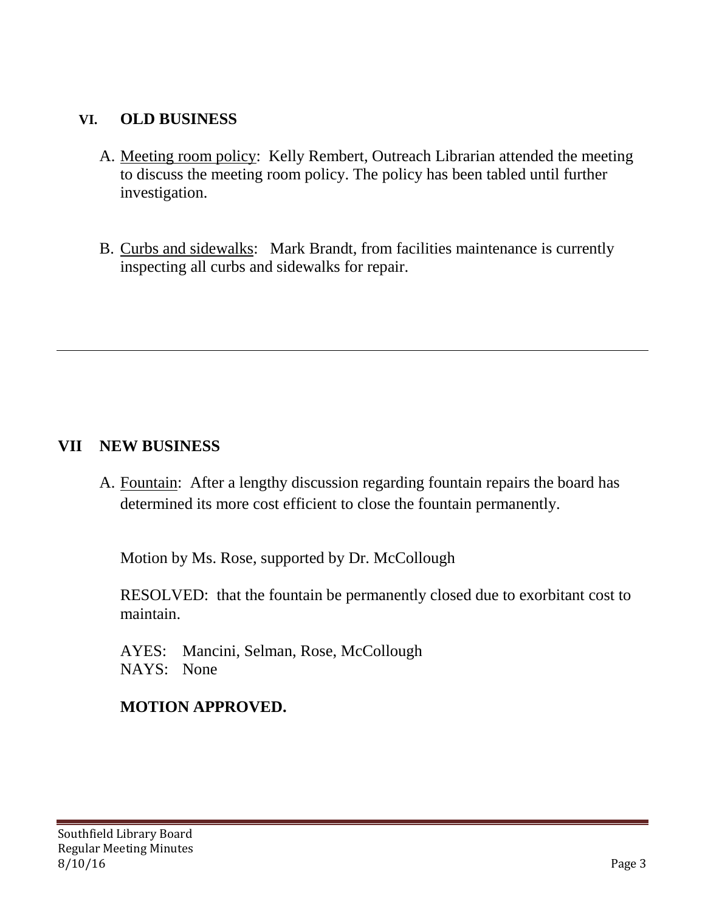## VI. OLD BUSINESS

A. Meeting room policy: Kelly Rembert, Outreach Librarian attended the meeting to discuss the meeting room policy. The policy has been tabled until further investigation.

B. Curbs and sidewalks: Mark Brandt, from facilities maintenance is currently inspecting all curbs and sidewalks for repair.

---

## VII NEW BUSINESS

A. Fountain: After a lengthy discussion regarding fountain repairs the board has determined its more cost efficient to close the fountain permanently.

Motion by Ms. Rose, supported by Dr. McCollough

RESOLVED: that the fountain be permanently closed due to exorbitant cost to maintain.

AYES: Mancini, Selman, Rose, McCollough
NAYS: None

**MOTION APPROVED.**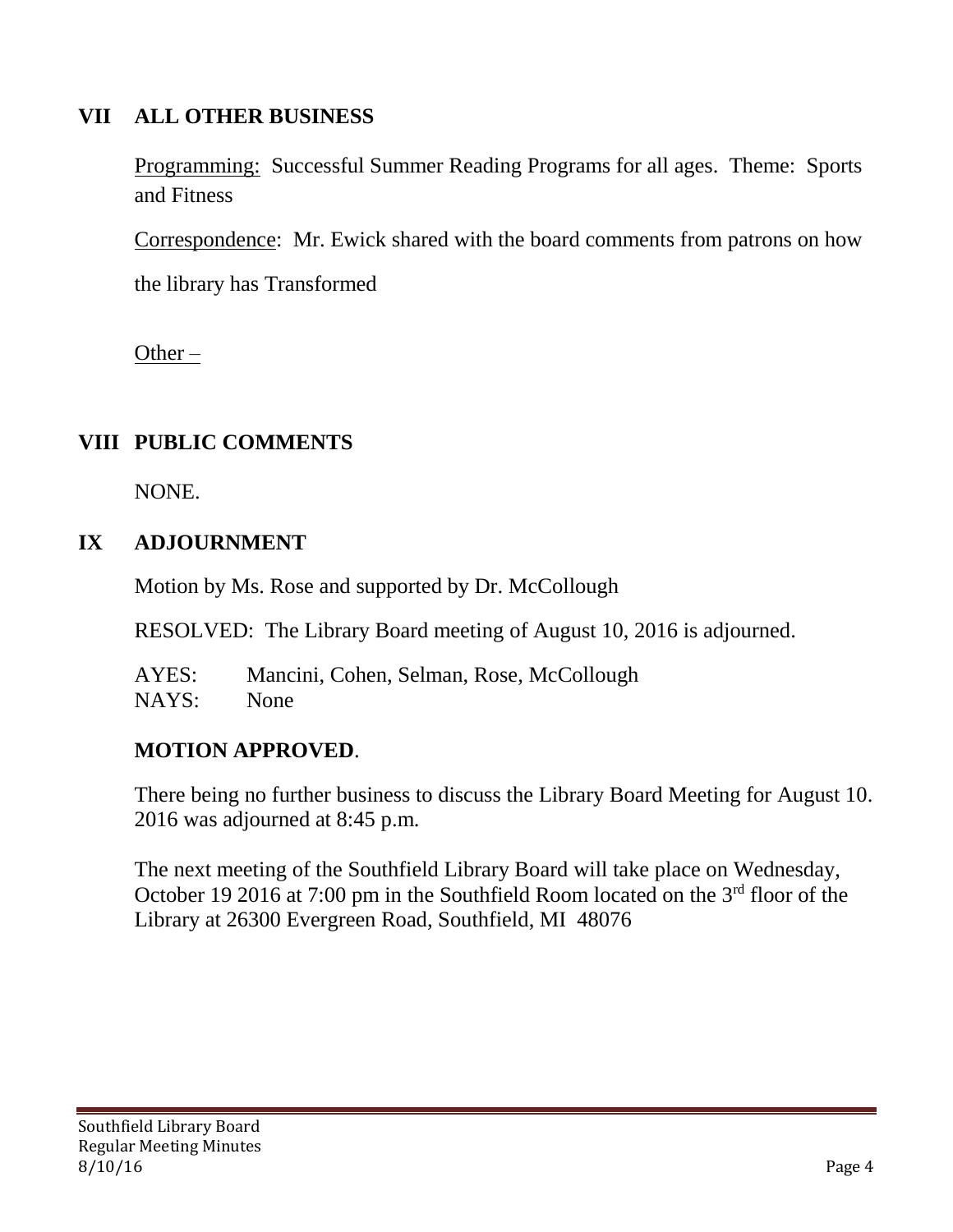## VII ALL OTHER BUSINESS

Programming: Successful Summer Reading Programs for all ages. Theme: Sports and Fitness

Correspondence: Mr. Ewick shared with the board comments from patrons on how the library has Transformed

Other –

## VIII PUBLIC COMMENTS

NONE.

## IX ADJOURNMENT

Motion by Ms. Rose and supported by Dr. McCollough

RESOLVED: The Library Board meeting of August 10, 2016 is adjourned.

AYES: Mancini, Cohen, Selman, Rose, McCollough
NAYS: None

**MOTION APPROVED**.

There being no further business to discuss the Library Board Meeting for August 10. 2016 was adjourned at 8:45 p.m.

The next meeting of the Southfield Library Board will take place on Wednesday, October 19 2016 at 7:00 pm in the Southfield Room located on the 3rd floor of the Library at 26300 Evergreen Road, Southfield, MI 48076